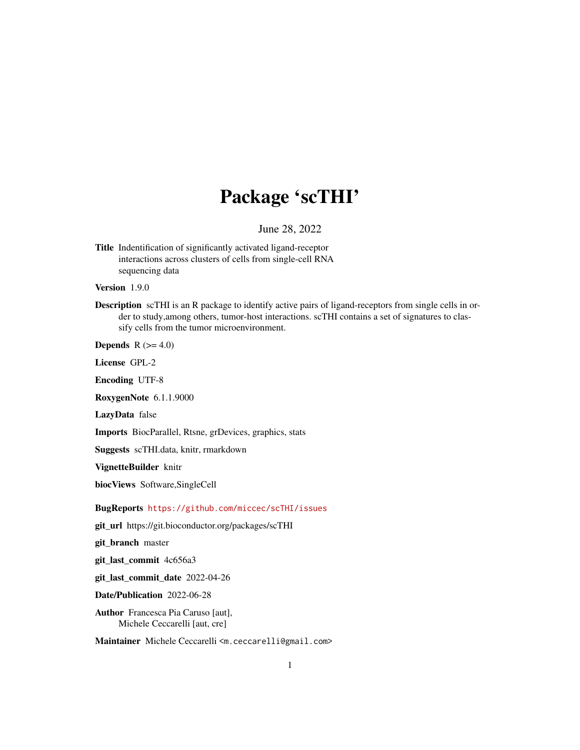# Package 'scTHI'

June 28, 2022

**Title** Indentification of significantly activated ligand-receptor interactions across clusters of cells from single-cell RNA sequencing data

**Version** 1.9.0

**Description** scTHI is an R package to identify active pairs of ligand-receptors from single cells in order to study,among others, tumor-host interactions. scTHI contains a set of signatures to classify cells from the tumor microenvironment.

**Depends** R (>= 4.0)

**License** GPL-2

**Encoding** UTF-8

**RoxygenNote** 6.1.1.9000

**LazyData** false

**Imports** BiocParallel, Rtsne, grDevices, graphics, stats

**Suggests** scTHI.data, knitr, rmarkdown

**VignetteBuilder** knitr

**biocViews** Software,SingleCell

**BugReports** https://github.com/miccec/scTHI/issues

**git_url** https://git.bioconductor.org/packages/scTHI

**git_branch** master

**git_last_commit** 4c656a3

**git_last_commit_date** 2022-04-26

**Date/Publication** 2022-06-28

**Author** Francesca Pia Caruso [aut],
Michele Ceccarelli [aut, cre]

**Maintainer** Michele Ceccarelli <m.ceccarelli@gmail.com>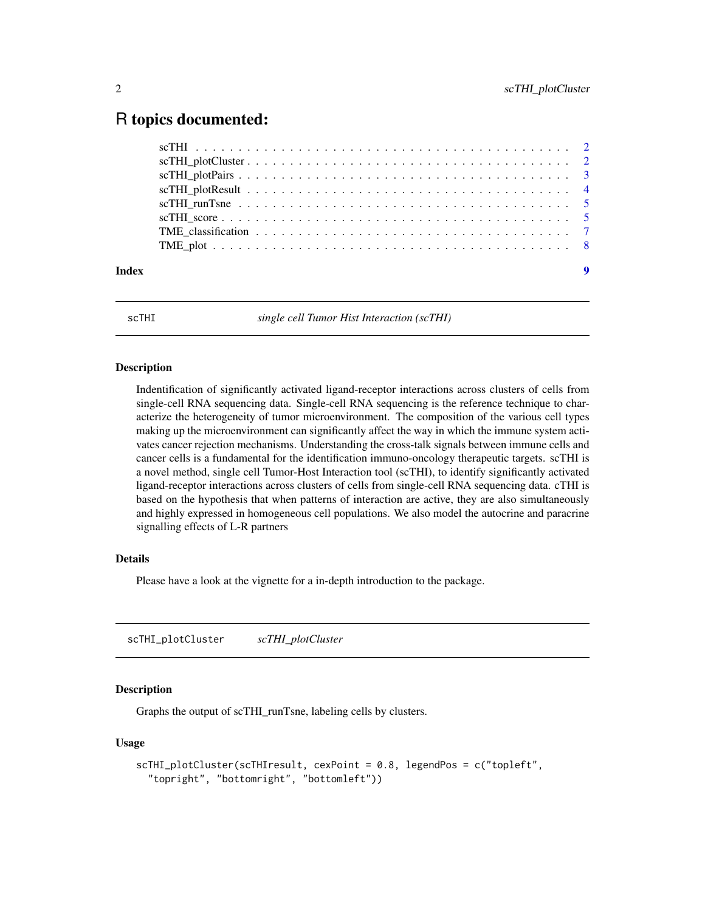# R topics documented:

- scTHI . . . . . . . . . . . . . . . . . . . . . . . . . . . . . . . . . . . . . . . . . . 2
- scTHI_plotCluster . . . . . . . . . . . . . . . . . . . . . . . . . . . . . . . . . . . 2
- scTHI_plotPairs . . . . . . . . . . . . . . . . . . . . . . . . . . . . . . . . . . . . 3
- scTHI_plotResult . . . . . . . . . . . . . . . . . . . . . . . . . . . . . . . . . . . 4
- scTHI_runTsne . . . . . . . . . . . . . . . . . . . . . . . . . . . . . . . . . . . . 5
- scTHI_score . . . . . . . . . . . . . . . . . . . . . . . . . . . . . . . . . . . . . . 5
- TME_classification . . . . . . . . . . . . . . . . . . . . . . . . . . . . . . . . . 7
- TME_plot . . . . . . . . . . . . . . . . . . . . . . . . . . . . . . . . . . . . . . . 8

**Index** 9

---

## scTHI — *single cell Tumor Hist Interaction (scTHI)*

### Description

Indentification of significantly activated ligand-receptor interactions across clusters of cells from single-cell RNA sequencing data. Single-cell RNA sequencing is the reference technique to characterize the heterogeneity of tumor microenvironment. The composition of the various cell types making up the microenvironment can significantly affect the way in which the immune system activates cancer rejection mechanisms. Understanding the cross-talk signals between immune cells and cancer cells is a fundamental for the identification immuno-oncology therapeutic targets. scTHI is a novel method, single cell Tumor-Host Interaction tool (scTHI), to identify significantly activated ligand-receptor interactions across clusters of cells from single-cell RNA sequencing data. cTHI is based on the hypothesis that when patterns of interaction are active, they are also simultaneously and highly expressed in homogeneous cell populations. We also model the autocrine and paracrine signalling effects of L-R partners

### Details

Please have a look at the vignette for a in-depth introduction to the package.

---

## scTHI_plotCluster — *scTHI_plotCluster*

### Description

Graphs the output of scTHI_runTsne, labeling cells by clusters.

### Usage

```
scTHI_plotCluster(scTHIresult, cexPoint = 0.8, legendPos = c("topleft",
  "topright", "bottomright", "bottomleft"))
```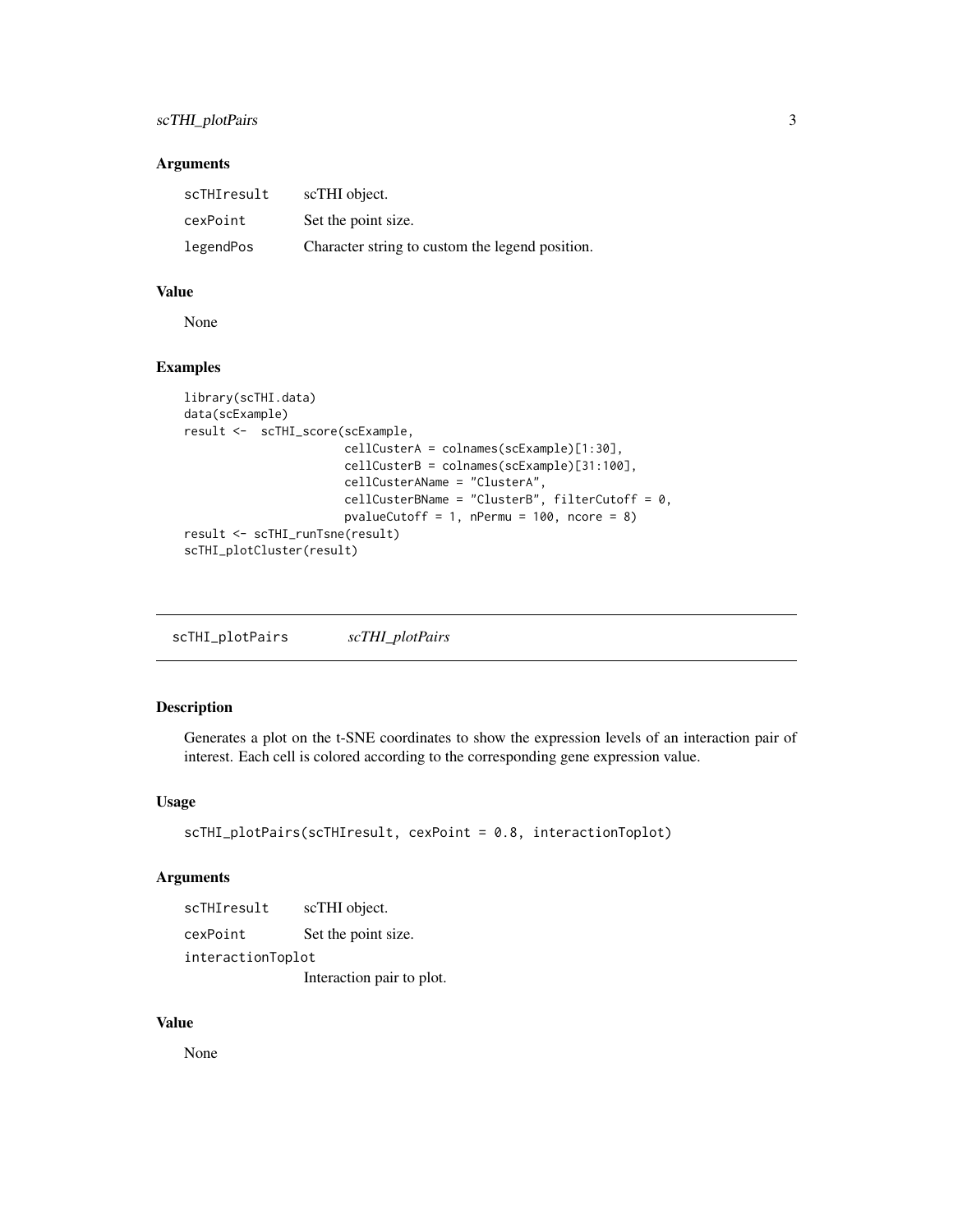### Arguments

| | |
|---|---|
| scTHIresult | scTHI object. |
| cexPoint | Set the point size. |
| legendPos | Character string to custom the legend position. |

### Value

None

### Examples

```
library(scTHI.data)
data(scExample)
result <-  scTHI_score(scExample,
                       cellCusterA = colnames(scExample)[1:30],
                       cellCusterB = colnames(scExample)[31:100],
                       cellCusterAName = "ClusterA",
                       cellCusterBName = "ClusterB", filterCutoff = 0,
                       pvalueCutoff = 1, nPermu = 100, ncore = 8)
result <- scTHI_runTsne(result)
scTHI_plotCluster(result)
```

---

## scTHI_plotPairs *scTHI_plotPairs*

### Description

Generates a plot on the t-SNE coordinates to show the expression levels of an interaction pair of interest. Each cell is colored according to the corresponding gene expression value.

### Usage

```
scTHI_plotPairs(scTHIresult, cexPoint = 0.8, interactionToplot)
```

### Arguments

| | |
|---|---|
| scTHIresult | scTHI object. |
| cexPoint | Set the point size. |
| interactionToplot | Interaction pair to plot. |

### Value

None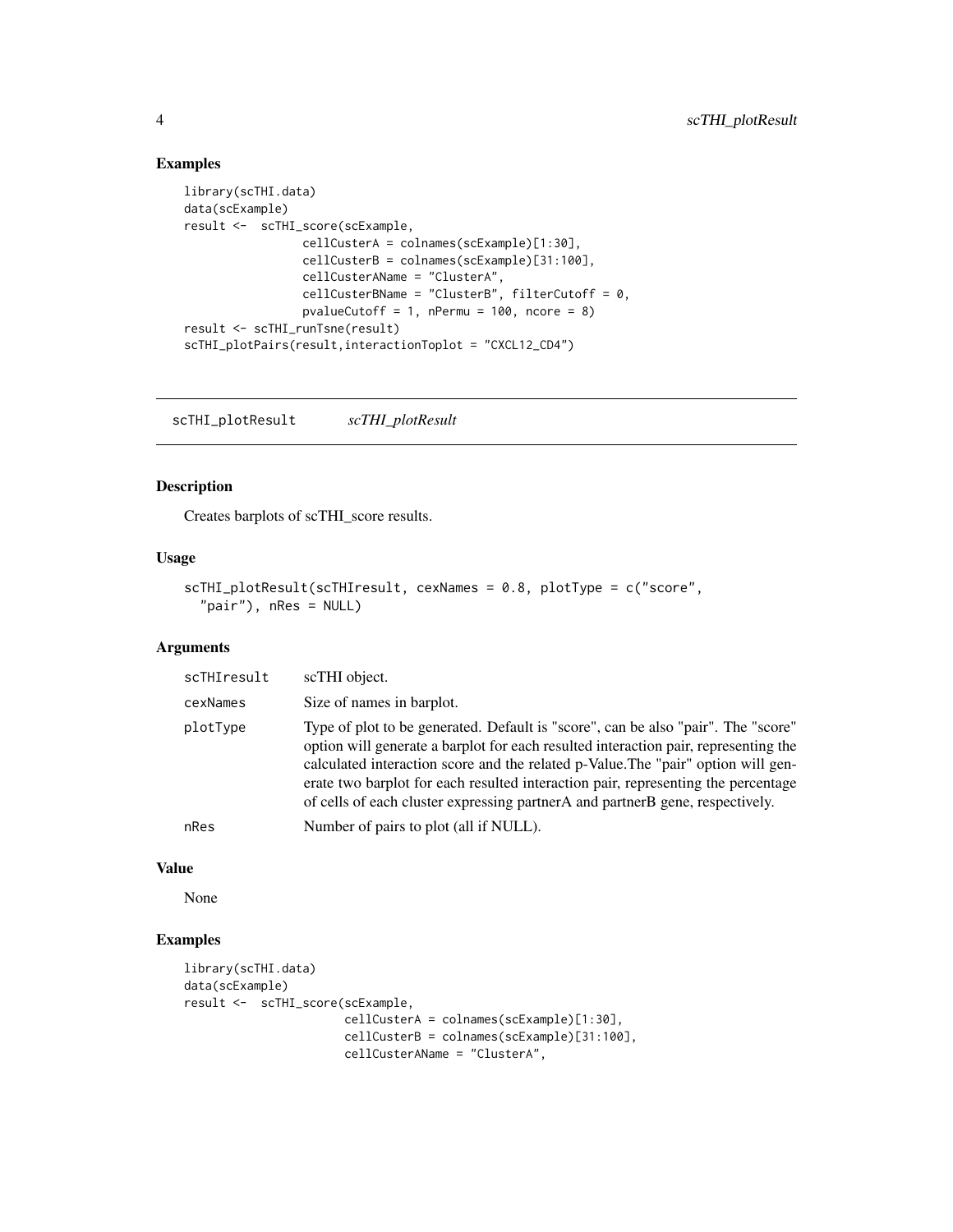## Examples

```
library(scTHI.data)
data(scExample)
result <-  scTHI_score(scExample,
                 cellCusterA = colnames(scExample)[1:30],
                 cellCusterB = colnames(scExample)[31:100],
                 cellCusterAName = "ClusterA",
                 cellCusterBName = "ClusterB", filterCutoff = 0,
                 pvalueCutoff = 1, nPermu = 100, ncore = 8)
result <- scTHI_runTsne(result)
scTHI_plotPairs(result,interactionToplot = "CXCL12_CD4")
```

---

# scTHI_plotResult *scTHI_plotResult*

---

## Description

Creates barplots of scTHI_score results.

## Usage

```
scTHI_plotResult(scTHIresult, cexNames = 0.8, plotType = c("score",
  "pair"), nRes = NULL)
```

## Arguments

| | |
|---|---|
| scTHIresult | scTHI object. |
| cexNames | Size of names in barplot. |
| plotType | Type of plot to be generated. Default is "score", can be also "pair". The "score" option will generate a barplot for each resulted interaction pair, representing the calculated interaction score and the related p-Value.The "pair" option will generate two barplot for each resulted interaction pair, representing the percentage of cells of each cluster expressing partnerA and partnerB gene, respectively. |
| nRes | Number of pairs to plot (all if NULL). |

## Value

None

## Examples

```
library(scTHI.data)
data(scExample)
result <-  scTHI_score(scExample,
                       cellCusterA = colnames(scExample)[1:30],
                       cellCusterB = colnames(scExample)[31:100],
                       cellCusterAName = "ClusterA",
```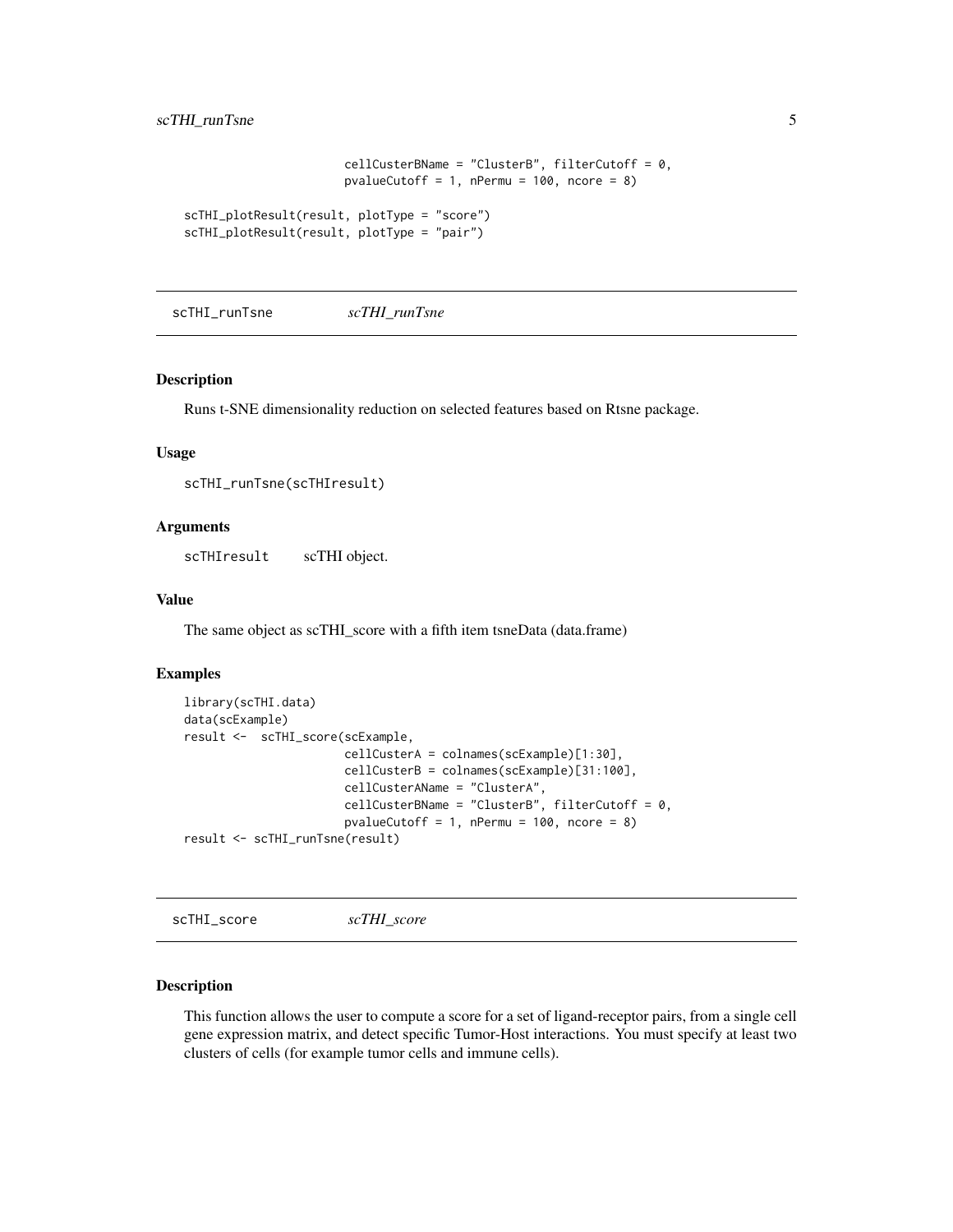```
                     cellCusterBName = "ClusterB", filterCutoff = 0,
                     pvalueCutoff = 1, nPermu = 100, ncore = 8)

scTHI_plotResult(result, plotType = "score")
scTHI_plotResult(result, plotType = "pair")
```

---

## scTHI_runTsne    *scTHI_runTsne*

### Description

Runs t-SNE dimensionality reduction on selected features based on Rtsne package.

### Usage

```
scTHI_runTsne(scTHIresult)
```

### Arguments

`scTHIresult`    scTHI object.

### Value

The same object as scTHI_score with a fifth item tsneData (data.frame)

### Examples

```
library(scTHI.data)
data(scExample)
result <-  scTHI_score(scExample,
                     cellCusterA = colnames(scExample)[1:30],
                     cellCusterB = colnames(scExample)[31:100],
                     cellCusterAName = "ClusterA",
                     cellCusterBName = "ClusterB", filterCutoff = 0,
                     pvalueCutoff = 1, nPermu = 100, ncore = 8)
result <- scTHI_runTsne(result)
```

---

## scTHI_score    *scTHI_score*

### Description

This function allows the user to compute a score for a set of ligand-receptor pairs, from a single cell gene expression matrix, and detect specific Tumor-Host interactions. You must specify at least two clusters of cells (for example tumor cells and immune cells).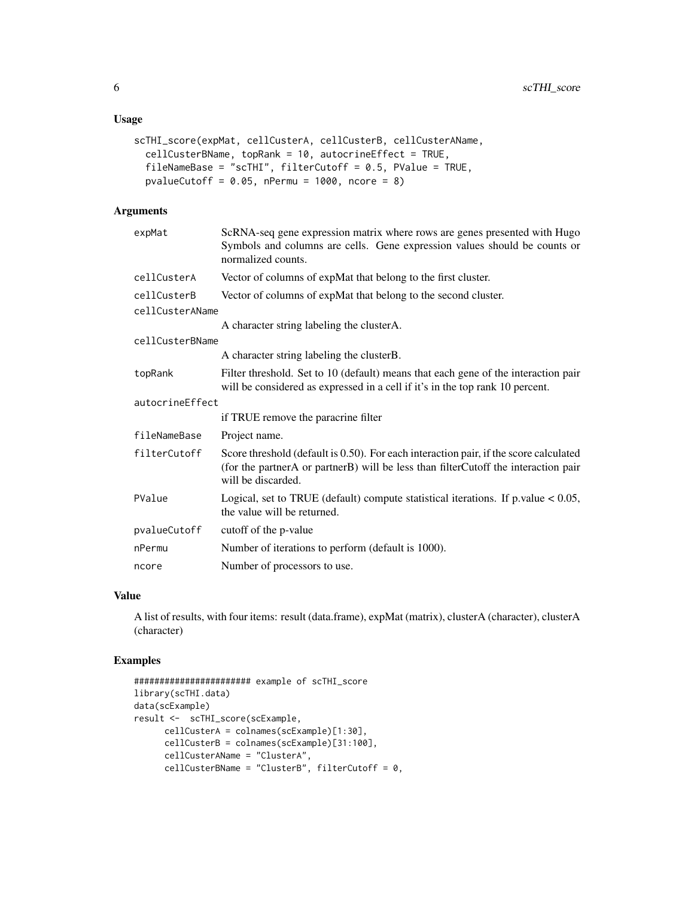## Usage

```
scTHI_score(expMat, cellCusterA, cellCusterB, cellCusterAName,
  cellCusterBName, topRank = 10, autocrineEffect = TRUE,
  fileNameBase = "scTHI", filterCutoff = 0.5, PValue = TRUE,
  pvalueCutoff = 0.05, nPermu = 1000, ncore = 8)
```

## Arguments

| Argument | Description |
|---|---|
| expMat | ScRNA-seq gene expression matrix where rows are genes presented with Hugo Symbols and columns are cells. Gene expression values should be counts or normalized counts. |
| cellCusterA | Vector of columns of expMat that belong to the first cluster. |
| cellCusterB | Vector of columns of expMat that belong to the second cluster. |
| cellCusterAName | A character string labeling the clusterA. |
| cellCusterBName | A character string labeling the clusterB. |
| topRank | Filter threshold. Set to 10 (default) means that each gene of the interaction pair will be considered as expressed in a cell if it's in the top rank 10 percent. |
| autocrineEffect | if TRUE remove the paracrine filter |
| fileNameBase | Project name. |
| filterCutoff | Score threshold (default is 0.50). For each interaction pair, if the score calculated (for the partnerA or partnerB) will be less than filterCutoff the interaction pair will be discarded. |
| PValue | Logical, set to TRUE (default) compute statistical iterations. If p.value < 0.05, the value will be returned. |
| pvalueCutoff | cutoff of the p-value |
| nPermu | Number of iterations to perform (default is 1000). |
| ncore | Number of processors to use. |

## Value

A list of results, with four items: result (data.frame), expMat (matrix), clusterA (character), clusterA (character)

## Examples

```
###################### example of scTHI_score
library(scTHI.data)
data(scExample)
result <-  scTHI_score(scExample,
      cellCusterA = colnames(scExample)[1:30],
      cellCusterB = colnames(scExample)[31:100],
      cellCusterAName = "ClusterA",
      cellCusterBName = "ClusterB", filterCutoff = 0,
```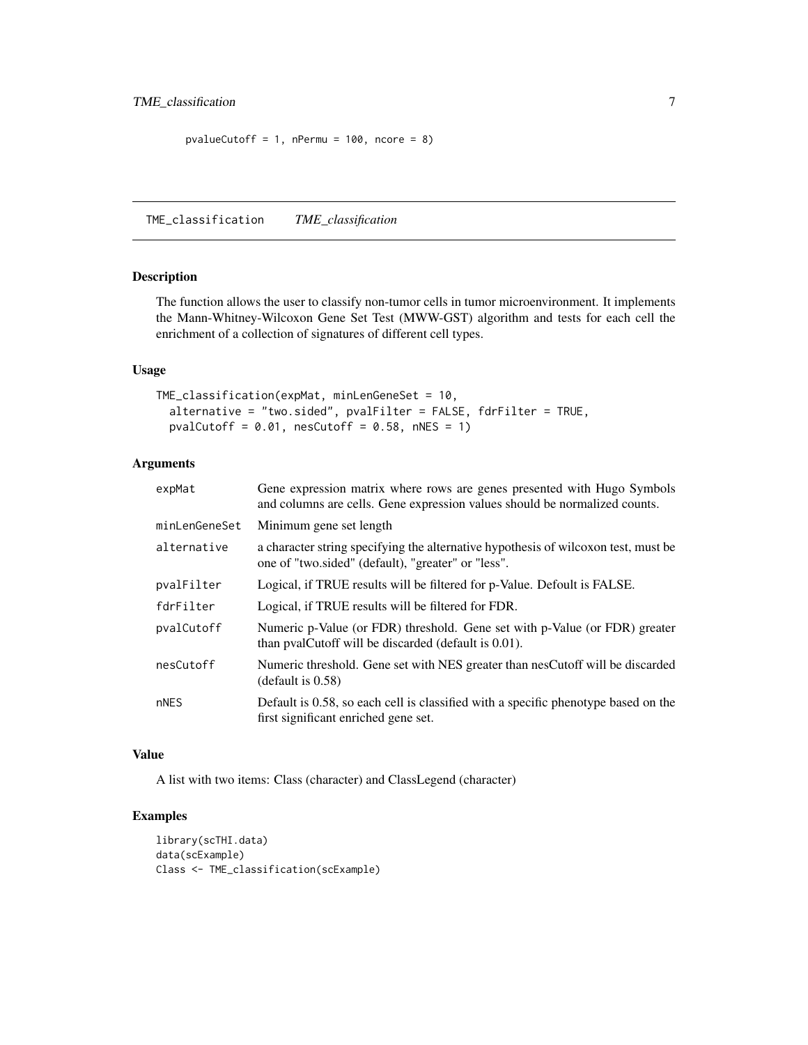```
pvalueCutoff = 1, nPermu = 100, ncore = 8)
```

---

TME_classification &nbsp;&nbsp;&nbsp; *TME_classification*

---

## Description

The function allows the user to classify non-tumor cells in tumor microenvironment. It implements the Mann-Whitney-Wilcoxon Gene Set Test (MWW-GST) algorithm and tests for each cell the enrichment of a collection of signatures of different cell types.

## Usage

```
TME_classification(expMat, minLenGeneSet = 10,
  alternative = "two.sided", pvalFilter = FALSE, fdrFilter = TRUE,
  pvalCutoff = 0.01, nesCutoff = 0.58, nNES = 1)
```

## Arguments

| | |
|---|---|
| expMat | Gene expression matrix where rows are genes presented with Hugo Symbols and columns are cells. Gene expression values should be normalized counts. |
| minLenGeneSet | Minimum gene set length |
| alternative | a character string specifying the alternative hypothesis of wilcoxon test, must be one of "two.sided" (default), "greater" or "less". |
| pvalFilter | Logical, if TRUE results will be filtered for p-Value. Defoult is FALSE. |
| fdrFilter | Logical, if TRUE results will be filtered for FDR. |
| pvalCutoff | Numeric p-Value (or FDR) threshold. Gene set with p-Value (or FDR) greater than pvalCutoff will be discarded (default is 0.01). |
| nesCutoff | Numeric threshold. Gene set with NES greater than nesCutoff will be discarded (default is 0.58) |
| nNES | Default is 0.58, so each cell is classified with a specific phenotype based on the first significant enriched gene set. |

## Value

A list with two items: Class (character) and ClassLegend (character)

## Examples

```
library(scTHI.data)
data(scExample)
Class <- TME_classification(scExample)
```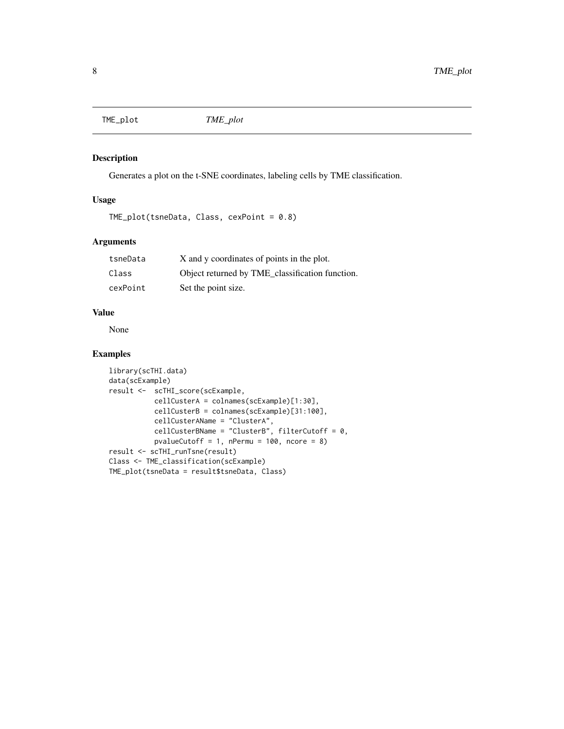## TME_plot *TME_plot*

### Description

Generates a plot on the t-SNE coordinates, labeling cells by TME classification.

### Usage

```
TME_plot(tsneData, Class, cexPoint = 0.8)
```

### Arguments

| | |
|---|---|
| tsneData | X and y coordinates of points in the plot. |
| Class | Object returned by TME_classification function. |
| cexPoint | Set the point size. |

### Value

None

### Examples

```
library(scTHI.data)
data(scExample)
result <-  scTHI_score(scExample,
           cellCusterA = colnames(scExample)[1:30],
           cellCusterB = colnames(scExample)[31:100],
           cellCusterAName = "ClusterA",
           cellCusterBName = "ClusterB", filterCutoff = 0,
           pvalueCutoff = 1, nPermu = 100, ncore = 8)
result <- scTHI_runTsne(result)
Class <- TME_classification(scExample)
TME_plot(tsneData = result$tsneData, Class)
```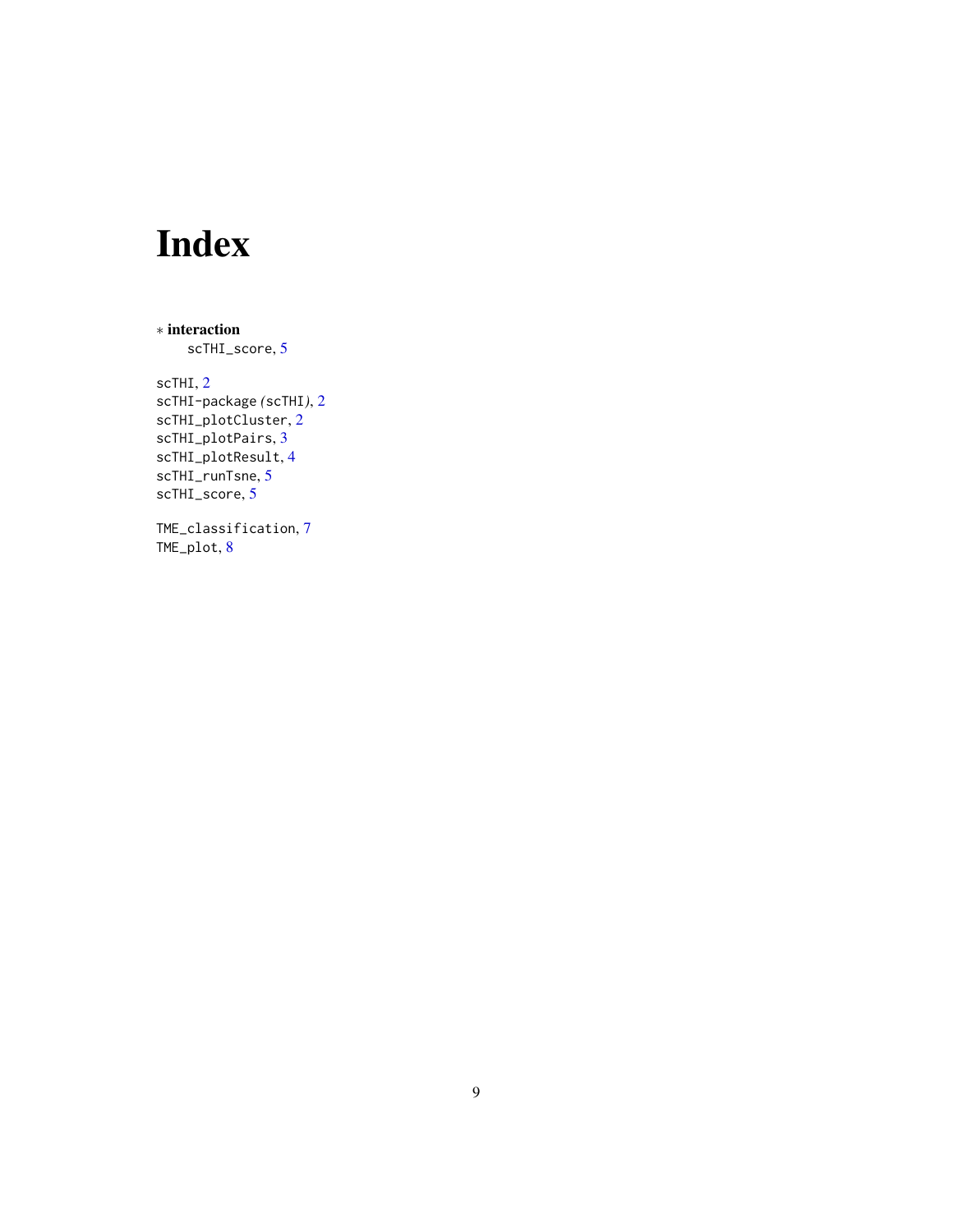# Index

∗ **interaction**

scTHI_score, 5

scTHI, 2
scTHI-package *(*scTHI*)*, 2
scTHI_plotCluster, 2
scTHI_plotPairs, 3
scTHI_plotResult, 4
scTHI_runTsne, 5
scTHI_score, 5

TME_classification, 7
TME_plot, 8